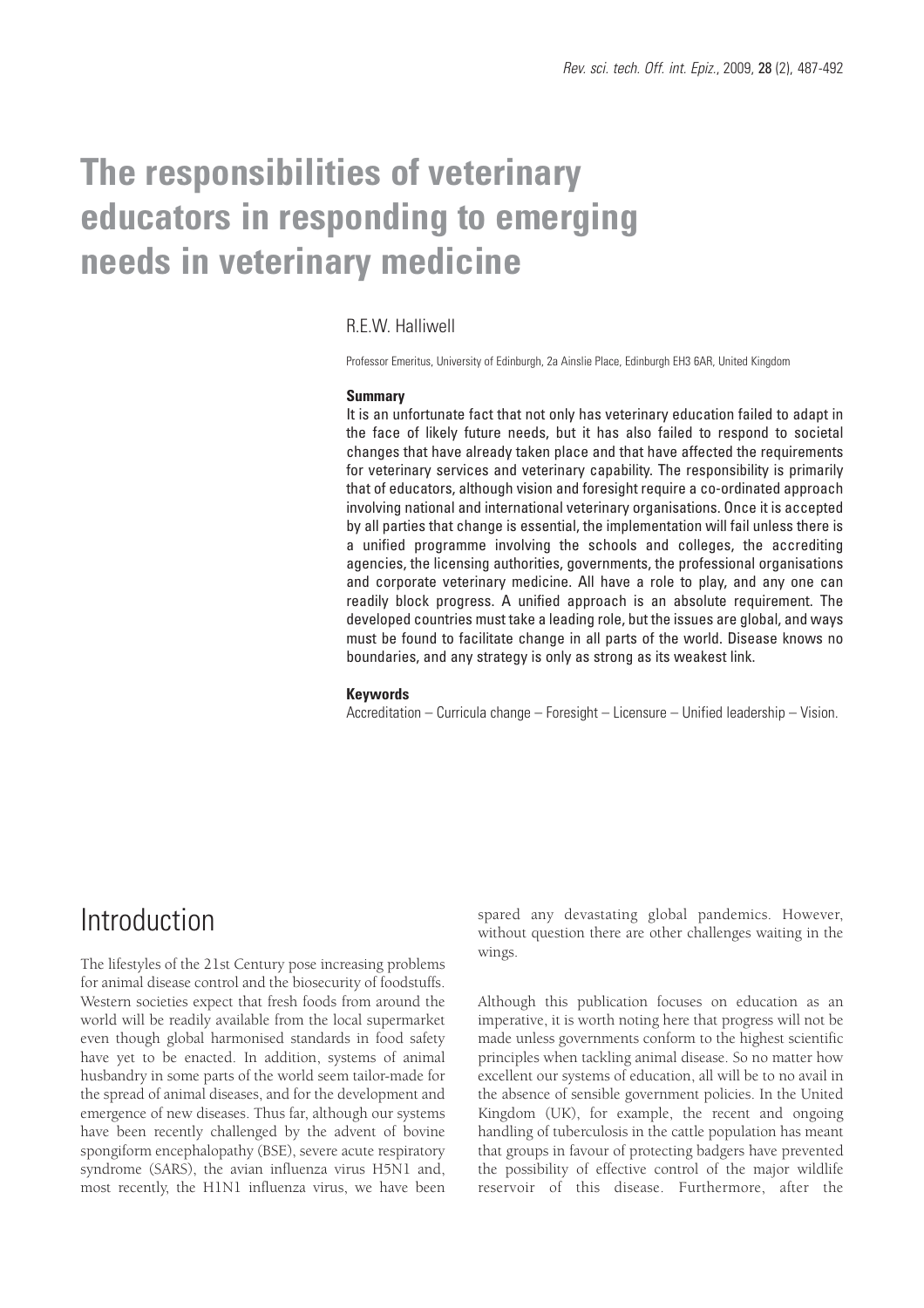# The responsibilities of veterinary educators in responding to emerging needs in veterinary medicine

R.E.W. Halliwell

Professor Emeritus, University of Edinburgh, 2a Ainslie Place, Edinburgh EH3 6AR, United Kingdom

**Summary**

It is an unfortunate fact that not only has veterinary education failed to adapt in the face of likely future needs, but it has also failed to respond to societal changes that have already taken place and that have affected the requirements for veterinary services and veterinary capability. The responsibility is primarily that of educators, although vision and foresight require a co-ordinated approach involving national and international veterinary organisations. Once it is accepted by all parties that change is essential, the implementation will fail unless there is a unified programme involving the schools and colleges, the accrediting agencies, the licensing authorities, governments, the professional organisations and corporate veterinary medicine. All have a role to play, and any one can readily block progress. A unified approach is an absolute requirement. The developed countries must take a leading role, but the issues are global, and ways must be found to facilitate change in all parts of the world. Disease knows no boundaries, and any strategy is only as strong as its weakest link.

**Keywords**

Accreditation – Curricula change – Foresight – Licensure – Unified leadership – Vision.

## Introduction

The lifestyles of the 21st Century pose increasing problems for animal disease control and the biosecurity of foodstuffs. Western societies expect that fresh foods from around the world will be readily available from the local supermarket even though global harmonised standards in food safety have yet to be enacted. In addition, systems of animal husbandry in some parts of the world seem tailor-made for the spread of animal diseases, and for the development and emergence of new diseases. Thus far, although our systems have been recently challenged by the advent of bovine spongiform encephalopathy (BSE), severe acute respiratory syndrome (SARS), the avian influenza virus H5N1 and, most recently, the H1N1 influenza virus, we have been spared any devastating global pandemics. However, without question there are other challenges waiting in the wings.

Although this publication focuses on education as an imperative, it is worth noting here that progress will not be made unless governments conform to the highest scientific principles when tackling animal disease. So no matter how excellent our systems of education, all will be to no avail in the absence of sensible government policies. In the United Kingdom (UK), for example, the recent and ongoing handling of tuberculosis in the cattle population has meant that groups in favour of protecting badgers have prevented the possibility of effective control of the major wildlife reservoir of this disease. Furthermore, after the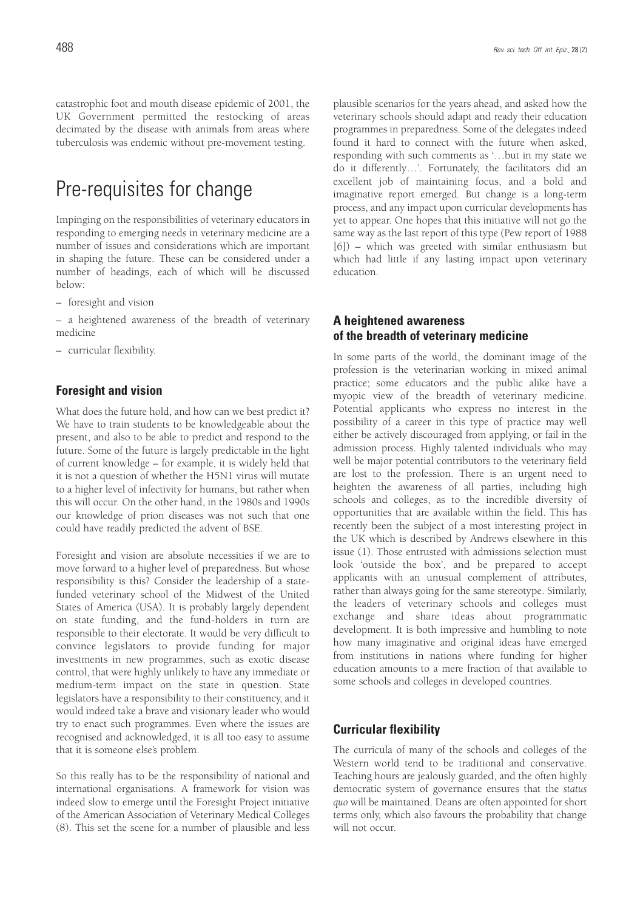catastrophic foot and mouth disease epidemic of 2001, the UK Government permitted the restocking of areas decimated by the disease with animals from areas where tuberculosis was endemic without pre-movement testing.

# Pre-requisites for change

Impinging on the responsibilities of veterinary educators in responding to emerging needs in veterinary medicine are a number of issues and considerations which are important in shaping the future. These can be considered under a number of headings, each of which will be discussed below:

– foresight and vision

– a heightened awareness of the breadth of veterinary medicine

– curricular flexibility.

### Foresight and vision

What does the future hold, and how can we best predict it? We have to train students to be knowledgeable about the present, and also to be able to predict and respond to the future. Some of the future is largely predictable in the light of current knowledge – for example, it is widely held that it is not a question of whether the H5N1 virus will mutate to a higher level of infectivity for humans, but rather when this will occur. On the other hand, in the 1980s and 1990s our knowledge of prion diseases was not such that one could have readily predicted the advent of BSE.

Foresight and vision are absolute necessities if we are to move forward to a higher level of preparedness. But whose responsibility is this? Consider the leadership of a state-funded veterinary school of the Midwest of the United States of America (USA). It is probably largely dependent on state funding, and the fund-holders in turn are responsible to their electorate. It would be very difficult to convince legislators to provide funding for major investments in new programmes, such as exotic disease control, that were highly unlikely to have any immediate or medium-term impact on the state in question. State legislators have a responsibility to their constituency, and it would indeed take a brave and visionary leader who would try to enact such programmes. Even where the issues are recognised and acknowledged, it is all too easy to assume that it is someone else's problem.

So this really has to be the responsibility of national and international organisations. A framework for vision was indeed slow to emerge until the Foresight Project initiative of the American Association of Veterinary Medical Colleges (8). This set the scene for a number of plausible and less plausible scenarios for the years ahead, and asked how the veterinary schools should adapt and ready their education programmes in preparedness. Some of the delegates indeed found it hard to connect with the future when asked, responding with such comments as '…but in my state we do it differently…'. Fortunately, the facilitators did an excellent job of maintaining focus, and a bold and imaginative report emerged. But change is a long-term process, and any impact upon curricular developments has yet to appear. One hopes that this initiative will not go the same way as the last report of this type (Pew report of 1988 [6]) – which was greeted with similar enthusiasm but which had little if any lasting impact upon veterinary education.

### A heightened awareness of the breadth of veterinary medicine

In some parts of the world, the dominant image of the profession is the veterinarian working in mixed animal practice; some educators and the public alike have a myopic view of the breadth of veterinary medicine. Potential applicants who express no interest in the possibility of a career in this type of practice may well either be actively discouraged from applying, or fail in the admission process. Highly talented individuals who may well be major potential contributors to the veterinary field are lost to the profession. There is an urgent need to heighten the awareness of all parties, including high schools and colleges, as to the incredible diversity of opportunities that are available within the field. This has recently been the subject of a most interesting project in the UK which is described by Andrews elsewhere in this issue (1). Those entrusted with admissions selection must look 'outside the box', and be prepared to accept applicants with an unusual complement of attributes, rather than always going for the same stereotype. Similarly, the leaders of veterinary schools and colleges must exchange and share ideas about programmatic development. It is both impressive and humbling to note how many imaginative and original ideas have emerged from institutions in nations where funding for higher education amounts to a mere fraction of that available to some schools and colleges in developed countries.

### Curricular flexibility

The curricula of many of the schools and colleges of the Western world tend to be traditional and conservative. Teaching hours are jealously guarded, and the often highly democratic system of governance ensures that the *status quo* will be maintained. Deans are often appointed for short terms only, which also favours the probability that change will not occur.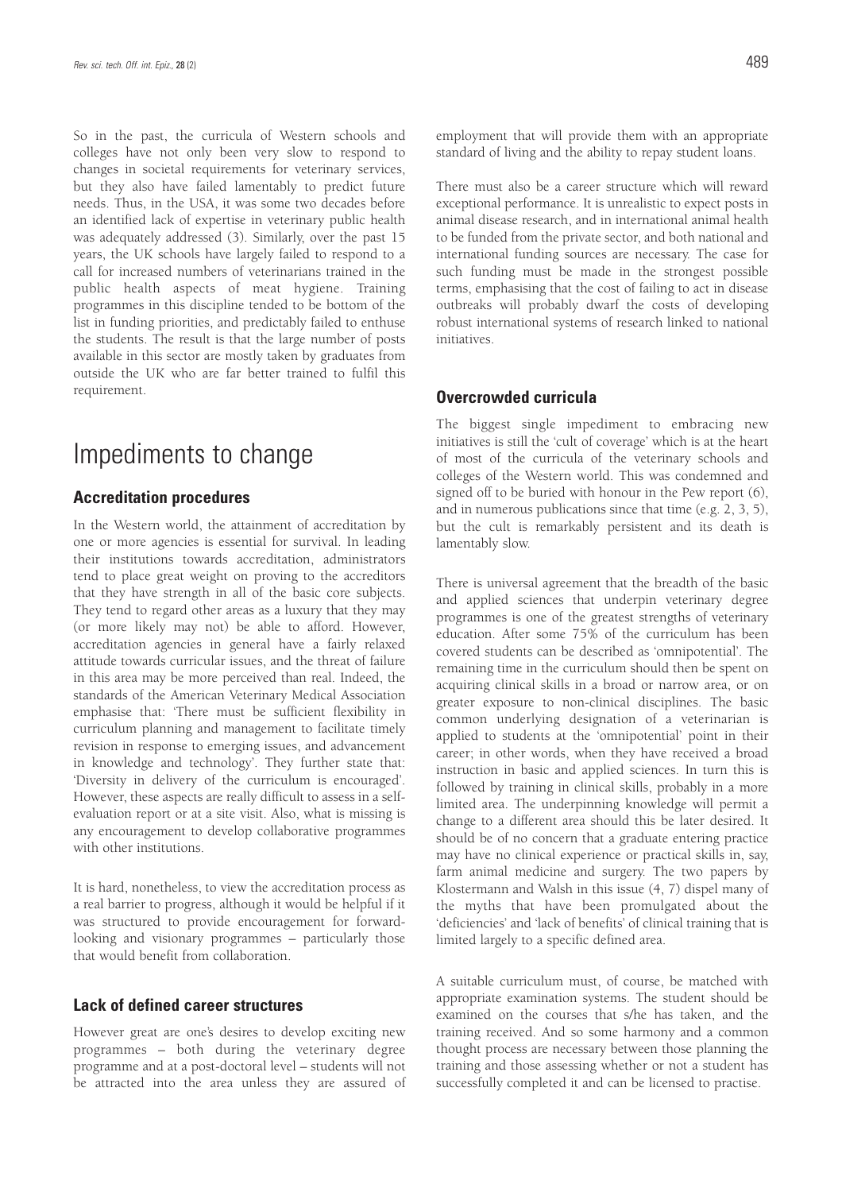So in the past, the curricula of Western schools and colleges have not only been very slow to respond to changes in societal requirements for veterinary services, but they also have failed lamentably to predict future needs. Thus, in the USA, it was some two decades before an identified lack of expertise in veterinary public health was adequately addressed (3). Similarly, over the past 15 years, the UK schools have largely failed to respond to a call for increased numbers of veterinarians trained in the public health aspects of meat hygiene. Training programmes in this discipline tended to be bottom of the list in funding priorities, and predictably failed to enthuse the students. The result is that the large number of posts available in this sector are mostly taken by graduates from outside the UK who are far better trained to fulfil this requirement.

# Impediments to change

## Accreditation procedures

In the Western world, the attainment of accreditation by one or more agencies is essential for survival. In leading their institutions towards accreditation, administrators tend to place great weight on proving to the accreditors that they have strength in all of the basic core subjects. They tend to regard other areas as a luxury that they may (or more likely may not) be able to afford. However, accreditation agencies in general have a fairly relaxed attitude towards curricular issues, and the threat of failure in this area may be more perceived than real. Indeed, the standards of the American Veterinary Medical Association emphasise that: 'There must be sufficient flexibility in curriculum planning and management to facilitate timely revision in response to emerging issues, and advancement in knowledge and technology'. They further state that: 'Diversity in delivery of the curriculum is encouraged'. However, these aspects are really difficult to assess in a self-evaluation report or at a site visit. Also, what is missing is any encouragement to develop collaborative programmes with other institutions.

It is hard, nonetheless, to view the accreditation process as a real barrier to progress, although it would be helpful if it was structured to provide encouragement for forward-looking and visionary programmes – particularly those that would benefit from collaboration.

## Lack of defined career structures

However great are one's desires to develop exciting new programmes – both during the veterinary degree programme and at a post-doctoral level – students will not be attracted into the area unless they are assured of employment that will provide them with an appropriate standard of living and the ability to repay student loans.

There must also be a career structure which will reward exceptional performance. It is unrealistic to expect posts in animal disease research, and in international animal health to be funded from the private sector, and both national and international funding sources are necessary. The case for such funding must be made in the strongest possible terms, emphasising that the cost of failing to act in disease outbreaks will probably dwarf the costs of developing robust international systems of research linked to national initiatives.

## Overcrowded curricula

The biggest single impediment to embracing new initiatives is still the 'cult of coverage' which is at the heart of most of the curricula of the veterinary schools and colleges of the Western world. This was condemned and signed off to be buried with honour in the Pew report (6), and in numerous publications since that time (e.g. 2, 3, 5), but the cult is remarkably persistent and its death is lamentably slow.

There is universal agreement that the breadth of the basic and applied sciences that underpin veterinary degree programmes is one of the greatest strengths of veterinary education. After some 75% of the curriculum has been covered students can be described as 'omnipotential'. The remaining time in the curriculum should then be spent on acquiring clinical skills in a broad or narrow area, or on greater exposure to non-clinical disciplines. The basic common underlying designation of a veterinarian is applied to students at the 'omnipotential' point in their career; in other words, when they have received a broad instruction in basic and applied sciences. In turn this is followed by training in clinical skills, probably in a more limited area. The underpinning knowledge will permit a change to a different area should this be later desired. It should be of no concern that a graduate entering practice may have no clinical experience or practical skills in, say, farm animal medicine and surgery. The two papers by Klostermann and Walsh in this issue (4, 7) dispel many of the myths that have been promulgated about the 'deficiencies' and 'lack of benefits' of clinical training that is limited largely to a specific defined area.

A suitable curriculum must, of course, be matched with appropriate examination systems. The student should be examined on the courses that s/he has taken, and the training received. And so some harmony and a common thought process are necessary between those planning the training and those assessing whether or not a student has successfully completed it and can be licensed to practise.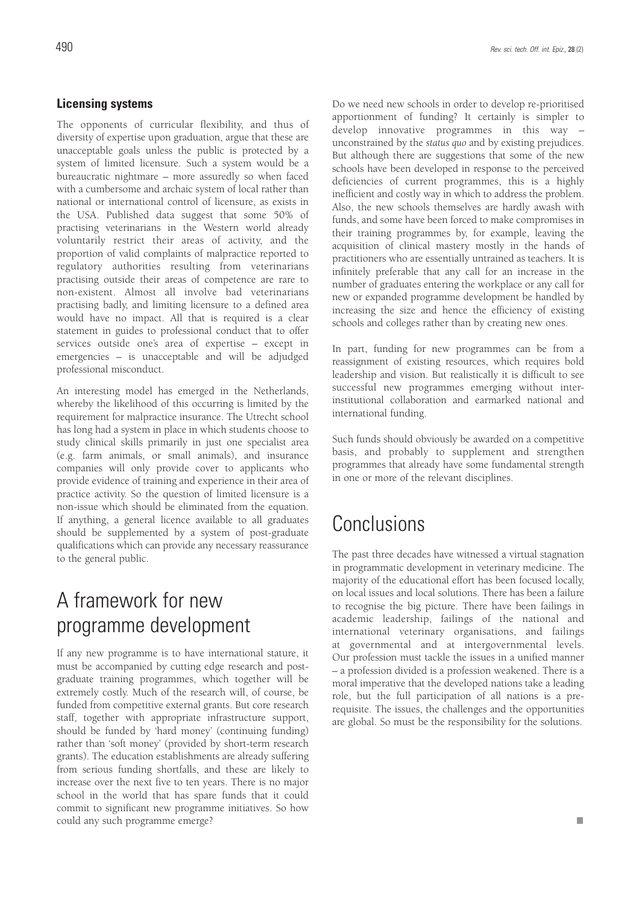### Licensing systems

The opponents of curricular flexibility, and thus of diversity of expertise upon graduation, argue that these are unacceptable goals unless the public is protected by a system of limited licensure. Such a system would be a bureaucratic nightmare – more assuredly so when faced with a cumbersome and archaic system of local rather than national or international control of licensure, as exists in the USA. Published data suggest that some 50% of practising veterinarians in the Western world already voluntarily restrict their areas of activity, and the proportion of valid complaints of malpractice reported to regulatory authorities resulting from veterinarians practising outside their areas of competence are rare to non-existent. Almost all involve bad veterinarians practising badly, and limiting licensure to a defined area would have no impact. All that is required is a clear statement in guides to professional conduct that to offer services outside one's area of expertise – except in emergencies – is unacceptable and will be adjudged professional misconduct.

An interesting model has emerged in the Netherlands, whereby the likelihood of this occurring is limited by the requirement for malpractice insurance. The Utrecht school has long had a system in place in which students choose to study clinical skills primarily in just one specialist area (e.g. farm animals, or small animals), and insurance companies will only provide cover to applicants who provide evidence of training and experience in their area of practice activity. So the question of limited licensure is a non-issue which should be eliminated from the equation. If anything, a general licence available to all graduates should be supplemented by a system of post-graduate qualifications which can provide any necessary reassurance to the general public.

# A framework for new programme development

If any new programme is to have international stature, it must be accompanied by cutting edge research and post-graduate training programmes, which together will be extremely costly. Much of the research will, of course, be funded from competitive external grants. But core research staff, together with appropriate infrastructure support, should be funded by 'hard money' (continuing funding) rather than 'soft money' (provided by short-term research grants). The education establishments are already suffering from serious funding shortfalls, and these are likely to increase over the next five to ten years. There is no major school in the world that has spare funds that it could commit to significant new programme initiatives. So how could any such programme emerge?

Do we need new schools in order to develop re-prioritised apportionment of funding? It certainly is simpler to develop innovative programmes in this way – unconstrained by the *status quo* and by existing prejudices. But although there are suggestions that some of the new schools have been developed in response to the perceived deficiencies of current programmes, this is a highly inefficient and costly way in which to address the problem. Also, the new schools themselves are hardly awash with funds, and some have been forced to make compromises in their training programmes by, for example, leaving the acquisition of clinical mastery mostly in the hands of practitioners who are essentially untrained as teachers. It is infinitely preferable that any call for an increase in the number of graduates entering the workplace or any call for new or expanded programme development be handled by increasing the size and hence the efficiency of existing schools and colleges rather than by creating new ones.

In part, funding for new programmes can be from a reassignment of existing resources, which requires bold leadership and vision. But realistically it is difficult to see successful new programmes emerging without inter-institutional collaboration and earmarked national and international funding.

Such funds should obviously be awarded on a competitive basis, and probably to supplement and strengthen programmes that already have some fundamental strength in one or more of the relevant disciplines.

# Conclusions

The past three decades have witnessed a virtual stagnation in programmatic development in veterinary medicine. The majority of the educational effort has been focused locally, on local issues and local solutions. There has been a failure to recognise the big picture. There have been failings in academic leadership, failings of the national and international veterinary organisations, and failings at governmental and at intergovernmental levels. Our profession must tackle the issues in a unified manner – a profession divided is a profession weakened. There is a moral imperative that the developed nations take a leading role, but the full participation of all nations is a pre-requisite. The issues, the challenges and the opportunities are global. So must be the responsibility for the solutions.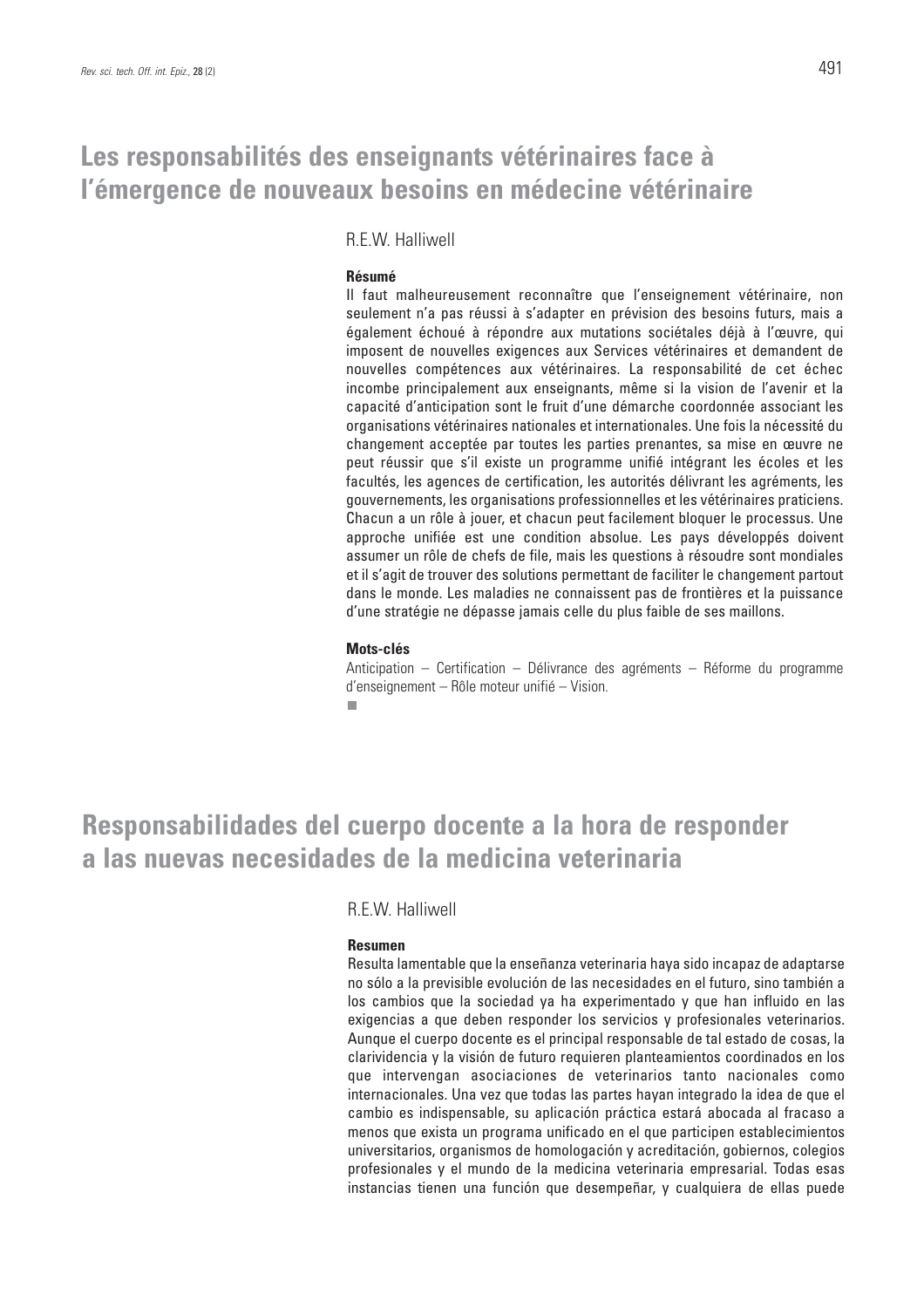# Les responsabilités des enseignants vétérinaires face à l'émergence de nouveaux besoins en médecine vétérinaire

R.E.W. Halliwell

**Résumé**

Il faut malheureusement reconnaître que l'enseignement vétérinaire, non seulement n'a pas réussi à s'adapter en prévision des besoins futurs, mais a également échoué à répondre aux mutations sociétales déjà à l'œuvre, qui imposent de nouvelles exigences aux Services vétérinaires et demandent de nouvelles compétences aux vétérinaires. La responsabilité de cet échec incombe principalement aux enseignants, même si la vision de l'avenir et la capacité d'anticipation sont le fruit d'une démarche coordonnée associant les organisations vétérinaires nationales et internationales. Une fois la nécessité du changement acceptée par toutes les parties prenantes, sa mise en œuvre ne peut réussir que s'il existe un programme unifié intégrant les écoles et les facultés, les agences de certification, les autorités délivrant les agréments, les gouvernements, les organisations professionnelles et les vétérinaires praticiens. Chacun a un rôle à jouer, et chacun peut facilement bloquer le processus. Une approche unifiée est une condition absolue. Les pays développés doivent assumer un rôle de chefs de file, mais les questions à résoudre sont mondiales et il s'agit de trouver des solutions permettant de faciliter le changement partout dans le monde. Les maladies ne connaissent pas de frontières et la puissance d'une stratégie ne dépasse jamais celle du plus faible de ses maillons.

**Mots-clés**

Anticipation – Certification – Délivrance des agréments – Réforme du programme d'enseignement – Rôle moteur unifié – Vision.

# Responsabilidades del cuerpo docente a la hora de responder a las nuevas necesidades de la medicina veterinaria

R.E.W. Halliwell

**Resumen**

Resulta lamentable que la enseñanza veterinaria haya sido incapaz de adaptarse no sólo a la previsible evolución de las necesidades en el futuro, sino también a los cambios que la sociedad ya ha experimentado y que han influido en las exigencias a que deben responder los servicios y profesionales veterinarios. Aunque el cuerpo docente es el principal responsable de tal estado de cosas, la clarividencia y la visión de futuro requieren planteamientos coordinados en los que intervengan asociaciones de veterinarios tanto nacionales como internacionales. Una vez que todas las partes hayan integrado la idea de que el cambio es indispensable, su aplicación práctica estará abocada al fracaso a menos que exista un programa unificado en el que participen establecimientos universitarios, organismos de homologación y acreditación, gobiernos, colegios profesionales y el mundo de la medicina veterinaria empresarial. Todas esas instancias tienen una función que desempeñar, y cualquiera de ellas puede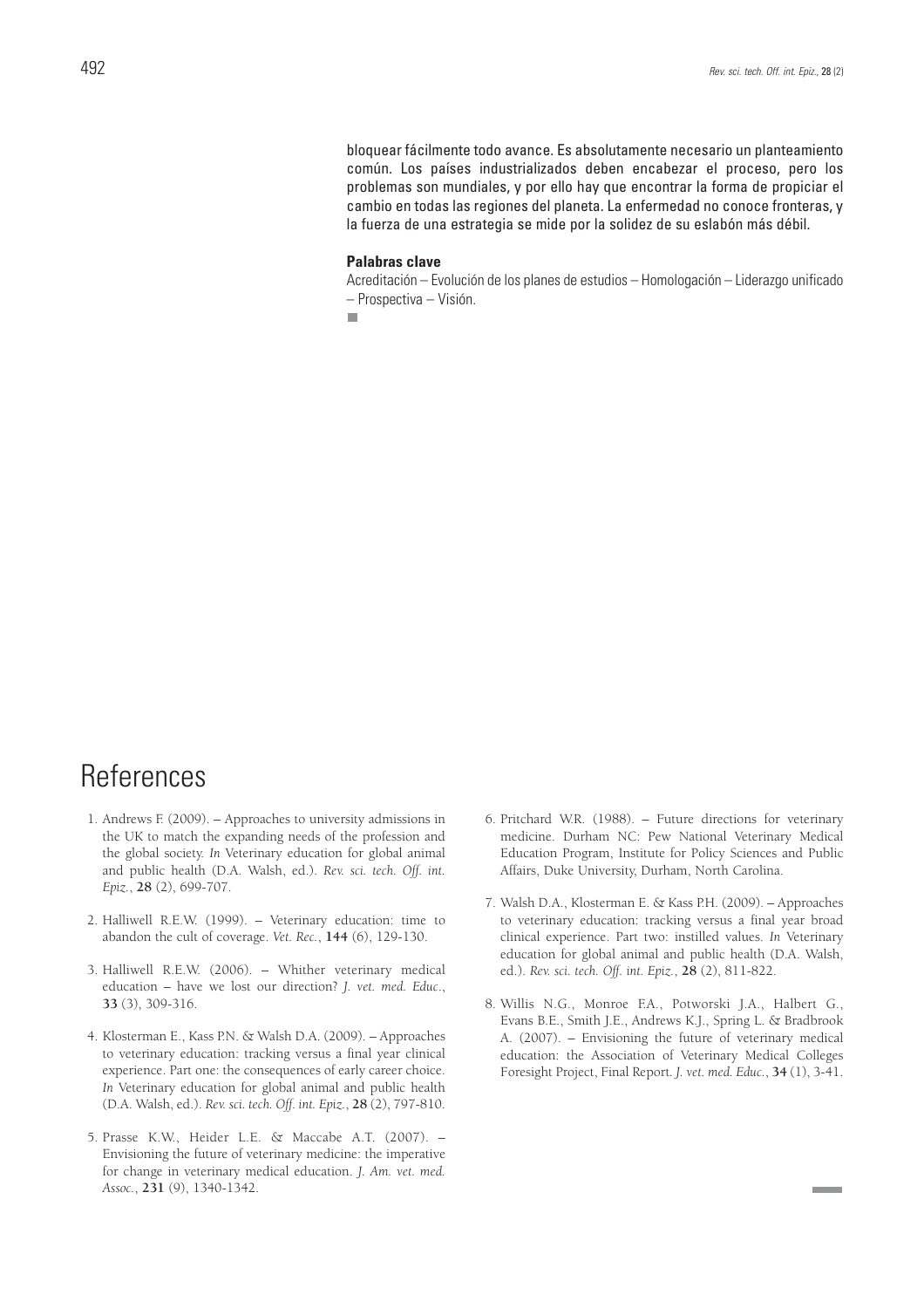bloquear fácilmente todo avance. Es absolutamente necesario un planteamiento común. Los países industrializados deben encabezar el proceso, pero los problemas son mundiales, y por ello hay que encontrar la forma de propiciar el cambio en todas las regiones del planeta. La enfermedad no conoce fronteras, y la fuerza de una estrategia se mide por la solidez de su eslabón más débil.

**Palabras clave**

Acreditación – Evolución de los planes de estudios – Homologación – Liderazgo unificado – Prospectiva – Visión.

# References

1. Andrews F. (2009). – Approaches to university admissions in the UK to match the expanding needs of the profession and the global society. *In* Veterinary education for global animal and public health (D.A. Walsh, ed.). *Rev. sci. tech. Off. int. Epiz.*, **28** (2), 699-707.

2. Halliwell R.E.W. (1999). – Veterinary education: time to abandon the cult of coverage. *Vet. Rec.*, **144** (6), 129-130.

3. Halliwell R.E.W. (2006). – Whither veterinary medical education – have we lost our direction? *J. vet. med. Educ.*, **33** (3), 309-316.

4. Klosterman E., Kass P.N. & Walsh D.A. (2009). – Approaches to veterinary education: tracking versus a final year clinical experience. Part one: the consequences of early career choice. *In* Veterinary education for global animal and public health (D.A. Walsh, ed.). *Rev. sci. tech. Off. int. Epiz.*, **28** (2), 797-810.

5. Prasse K.W., Heider L.E. & Maccabe A.T. (2007). – Envisioning the future of veterinary medicine: the imperative for change in veterinary medical education. *J. Am. vet. med. Assoc.*, **231** (9), 1340-1342.

6. Pritchard W.R. (1988). – Future directions for veterinary medicine. Durham NC: Pew National Veterinary Medical Education Program, Institute for Policy Sciences and Public Affairs, Duke University, Durham, North Carolina.

7. Walsh D.A., Klosterman E. & Kass P.H. (2009). – Approaches to veterinary education: tracking versus a final year broad clinical experience. Part two: instilled values. *In* Veterinary education for global animal and public health (D.A. Walsh, ed.). *Rev. sci. tech. Off. int. Epiz.*, **28** (2), 811-822.

8. Willis N.G., Monroe F.A., Potworski J.A., Halbert G., Evans B.E., Smith J.E., Andrews K.J., Spring L. & Bradbrook A. (2007). – Envisioning the future of veterinary medical education: the Association of Veterinary Medical Colleges Foresight Project, Final Report. *J. vet. med. Educ.*, **34** (1), 3-41.